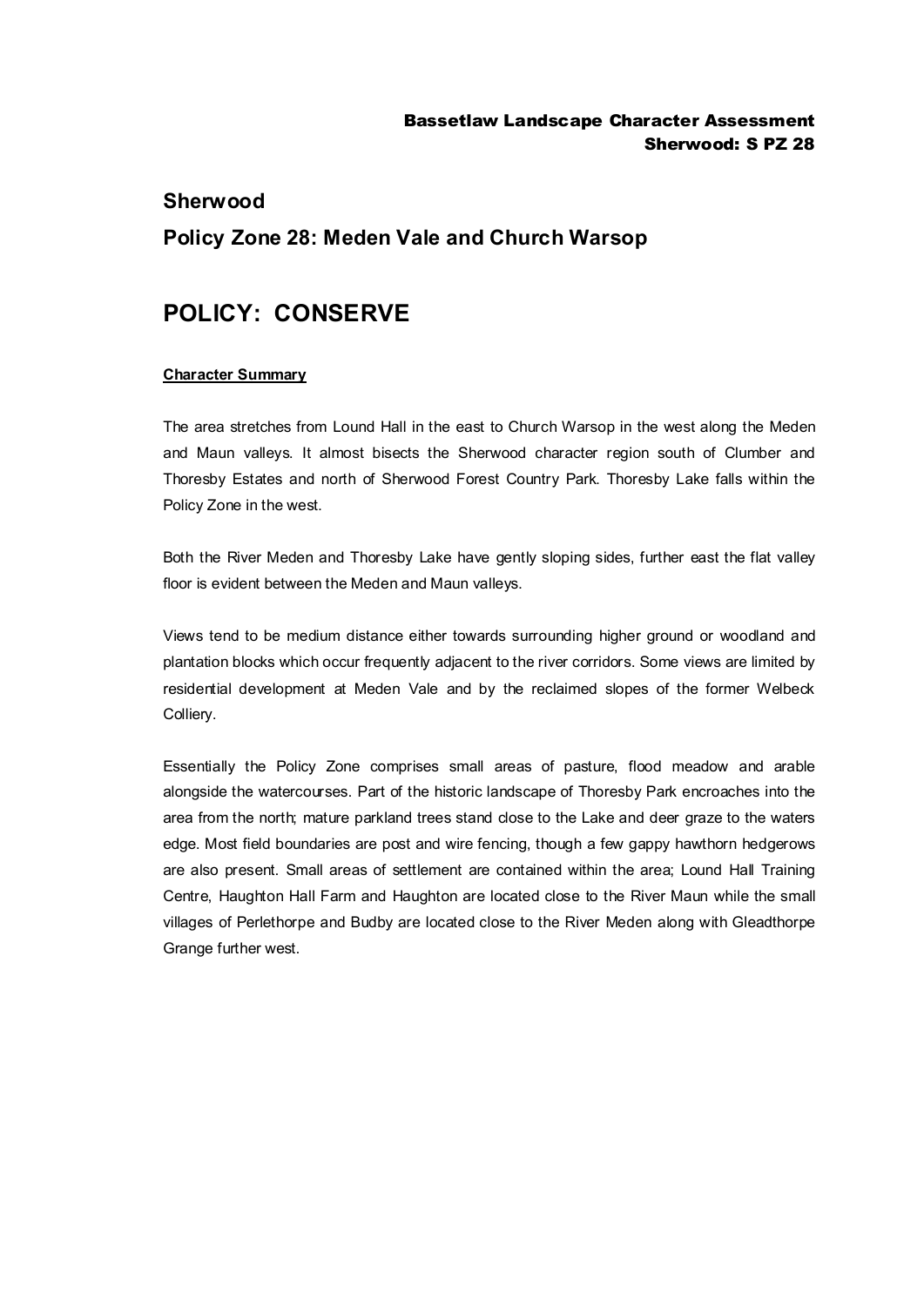# Sherwood

## Policy Zone 28: Meden Vale and Church Warsop

# POLICY: CONSERVE

**Character Summary**

The area stretches from Lound Hall in the east to Church Warsop in the west along the Meden and Maun valleys. It almost bisects the Sherwood character region south of Clumber and Thoresby Estates and north of Sherwood Forest Country Park. Thoresby Lake falls within the Policy Zone in the west.

Both the River Meden and Thoresby Lake have gently sloping sides, further east the flat valley floor is evident between the Meden and Maun valleys.

Views tend to be medium distance either towards surrounding higher ground or woodland and plantation blocks which occur frequently adjacent to the river corridors. Some views are limited by residential development at Meden Vale and by the reclaimed slopes of the former Welbeck Colliery.

Essentially the Policy Zone comprises small areas of pasture, flood meadow and arable alongside the watercourses. Part of the historic landscape of Thoresby Park encroaches into the area from the north; mature parkland trees stand close to the Lake and deer graze to the waters edge. Most field boundaries are post and wire fencing, though a few gappy hawthorn hedgerows are also present. Small areas of settlement are contained within the area; Lound Hall Training Centre, Haughton Hall Farm and Haughton are located close to the River Maun while the small villages of Perlethorpe and Budby are located close to the River Meden along with Gleadthorpe Grange further west.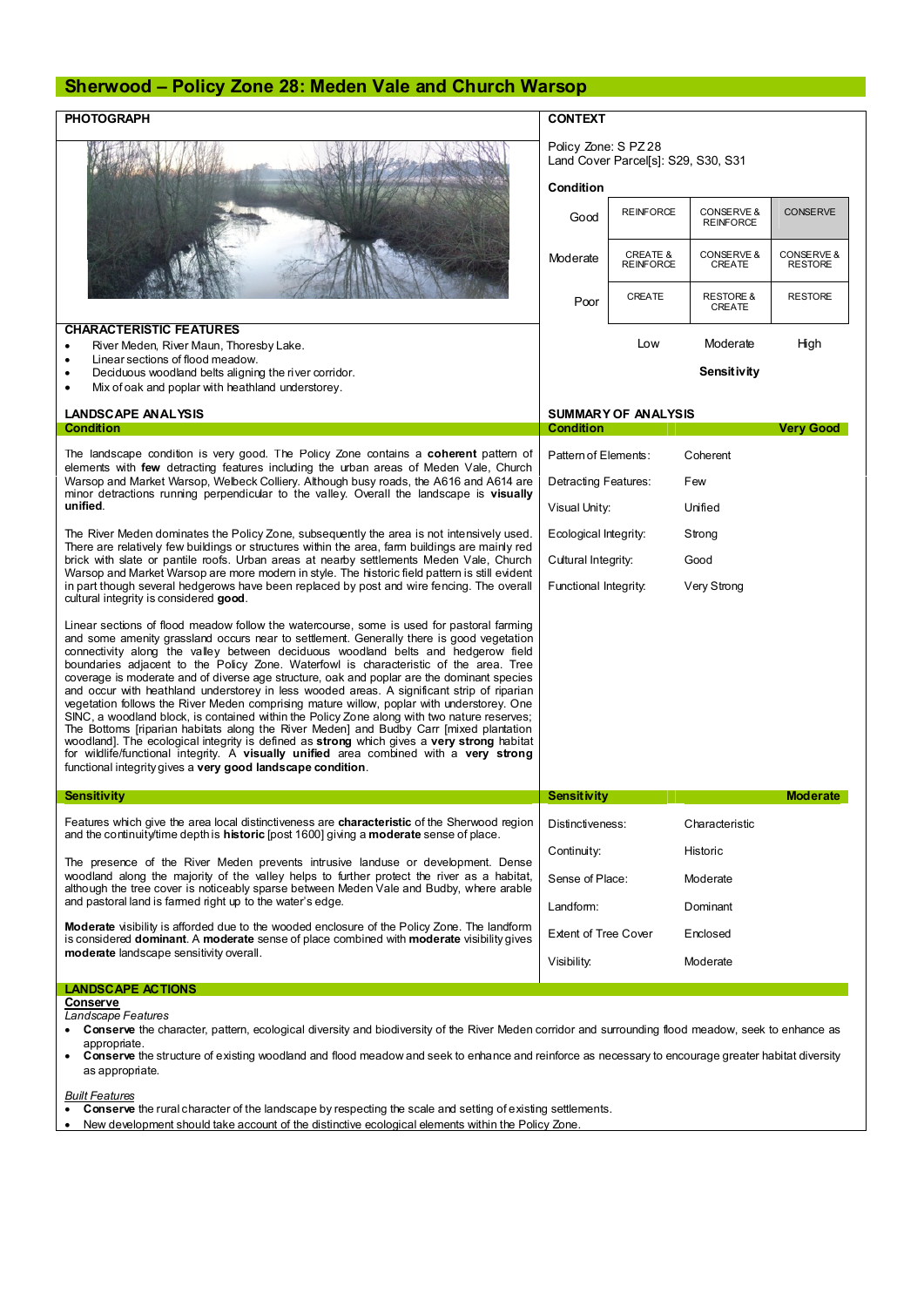# Sherwood – Policy Zone 28: Meden Vale and Church Warsop

## PHOTOGRAPH

## CONTEXT

Policy Zone: S PZ 28
Land Cover Parcel[s]: S29, S30, S31

**Condition**

| | | | |
|---|---|---|---|
| Good | REINFORCE | CONSERVE & REINFORCE | CONSERVE |
| Moderate | CREATE & REINFORCE | CONSERVE & CREATE | CONSERVE & RESTORE |
| Poor | CREATE | RESTORE & CREATE | RESTORE |
| | Low | Moderate | High |

**Sensitivity**

## CHARACTERISTIC FEATURES

- River Meden, River Maun, Thoresby Lake.
- Linear sections of flood meadow.
- Deciduous woodland belts aligning the river corridor.
- Mix of oak and poplar with heathland understorey.

## LANDSCAPE ANALYSIS

### Condition

The landscape condition is very good. The Policy Zone contains a **coherent** pattern of elements with **few** detracting features including the urban areas of Meden Vale, Church Warsop and Market Warsop, Welbeck Colliery. Although busy roads, the A616 and A614 are minor detractions running perpendicular to the valley. Overall the landscape is **visually unified**.

The River Meden dominates the Policy Zone, subsequently the area is not intensively used. There are relatively few buildings or structures within the area, farm buildings are mainly red brick with slate or pantile roofs. Urban areas at nearby settlements Meden Vale, Church Warsop and Market Warsop are more modern in style. The historic field pattern is still evident in part though several hedgerows have been replaced by post and wire fencing. The overall cultural integrity is considered **good**.

Linear sections of flood meadow follow the watercourse, some is used for pastoral farming and some amenity grassland occurs near to settlement. Generally there is good vegetation connectivity along the valley between deciduous woodland belts and hedgerow field boundaries adjacent to the Policy Zone. Waterfowl is characteristic of the area. Tree coverage is moderate and of diverse age structure, oak and poplar are the dominant species and occur with heathland understorey in less wooded areas. A significant strip of riparian vegetation follows the River Meden comprising mature willow, poplar with understorey. One SINC, a woodland block, is contained within the Policy Zone along with two nature reserves; The Bottoms [riparian habitats along the River Meden] and Budby Carr [mixed plantation woodland]. The ecological integrity is defined as **strong** which gives a **very strong** habitat for wildlife/functional integrity. A **visually unified** area combined with a **very strong** functional integrity gives a **very good landscape condition**.

## SUMMARY OF ANALYSIS

| Condition | Very Good |
|---|---|
| Pattern of Elements: | Coherent |
| Detracting Features: | Few |
| Visual Unity: | Unified |
| Ecological Integrity: | Strong |
| Cultural Integrity: | Good |
| Functional Integrity: | Very Strong |

### Sensitivity

Features which give the area local distinctiveness are **characteristic** of the Sherwood region and the continuity/time depth is **historic** [post 1600] giving a **moderate** sense of place.

The presence of the River Meden prevents intrusive landuse or development. Dense woodland along the majority of the valley helps to further protect the river as a habitat, although the tree cover is noticeably sparse between Meden Vale and Budby, where arable and pastoral land is farmed right up to the water's edge.

**Moderate** visibility is afforded due to the wooded enclosure of the Policy Zone. The landform is considered **dominant**. A **moderate** sense of place combined with **moderate** visibility gives **moderate** landscape sensitivity overall.

| Sensitivity | Moderate |
|---|---|
| Distinctiveness: | Characteristic |
| Continuity: | Historic |
| Sense of Place: | Moderate |
| Landform: | Dominant |
| Extent of Tree Cover | Enclosed |
| Visibility: | Moderate |

## LANDSCAPE ACTIONS

**Conserve**

*Landscape Features*

- **Conserve** the character, pattern, ecological diversity and biodiversity of the River Meden corridor and surrounding flood meadow, seek to enhance as appropriate.
- **Conserve** the structure of existing woodland and flood meadow and seek to enhance and reinforce as necessary to encourage greater habitat diversity as appropriate.

*Built Features*

- **Conserve** the rural character of the landscape by respecting the scale and setting of existing settlements.
- New development should take account of the distinctive ecological elements within the Policy Zone.